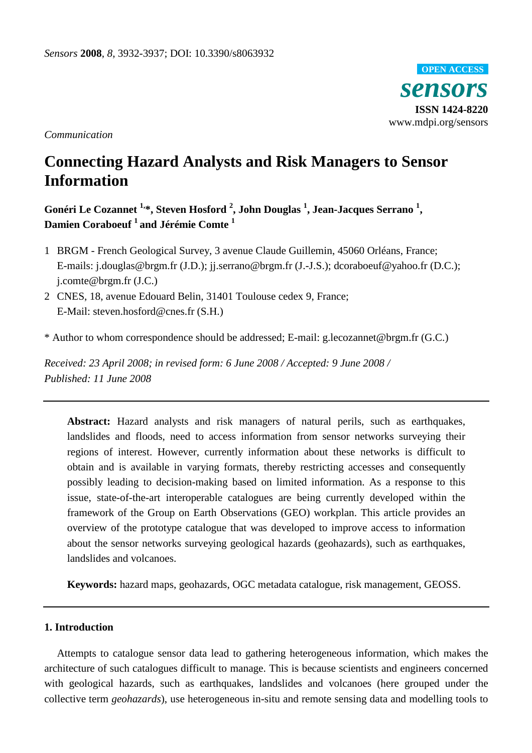*Communication*

# Connecting Hazard Analysts and Risk Managers to Sensor Information

**Gonéri Le Cozannet [1,*], Steven Hosford [2], John Douglas [1], Jean-Jacques Serrano [1], Damien Coraboeuf [1] and Jérémie Comte [1]**

1 BRGM - French Geological Survey, 3 avenue Claude Guillemin, 45060 Orléans, France; E-mails: j.douglas@brgm.fr (J.D.); jj.serrano@brgm.fr (J.-J.S.); dcoraboeuf@yahoo.fr (D.C.); j.comte@brgm.fr (J.C.)

2 CNES, 18, avenue Edouard Belin, 31401 Toulouse cedex 9, France; E-Mail: steven.hosford@cnes.fr (S.H.)

\* Author to whom correspondence should be addressed; E-mail: g.lecozannet@brgm.fr (G.C.)

*Received: 23 April 2008; in revised form: 6 June 2008 / Accepted: 9 June 2008 / Published: 11 June 2008*

---

**Abstract:** Hazard analysts and risk managers of natural perils, such as earthquakes, landslides and floods, need to access information from sensor networks surveying their regions of interest. However, currently information about these networks is difficult to obtain and is available in varying formats, thereby restricting accesses and consequently possibly leading to decision-making based on limited information. As a response to this issue, state-of-the-art interoperable catalogues are being currently developed within the framework of the Group on Earth Observations (GEO) workplan. This article provides an overview of the prototype catalogue that was developed to improve access to information about the sensor networks surveying geological hazards (geohazards), such as earthquakes, landslides and volcanoes.

**Keywords:** hazard maps, geohazards, OGC metadata catalogue, risk management, GEOSS.

---

## 1. Introduction

Attempts to catalogue sensor data lead to gathering heterogeneous information, which makes the architecture of such catalogues difficult to manage. This is because scientists and engineers concerned with geological hazards, such as earthquakes, landslides and volcanoes (here grouped under the collective term *geohazards*), use heterogeneous in-situ and remote sensing data and modelling tools to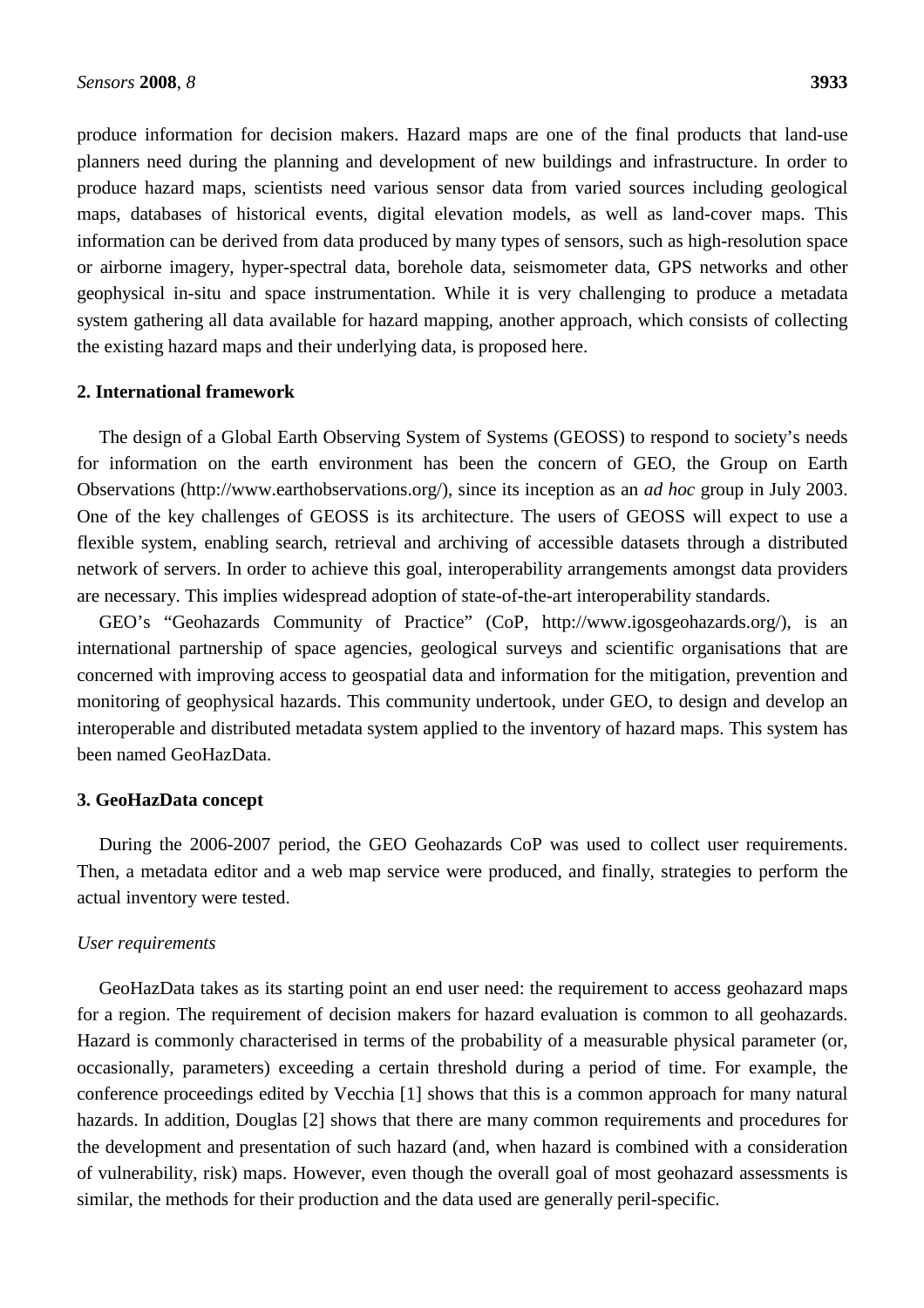produce information for decision makers. Hazard maps are one of the final products that land-use planners need during the planning and development of new buildings and infrastructure. In order to produce hazard maps, scientists need various sensor data from varied sources including geological maps, databases of historical events, digital elevation models, as well as land-cover maps. This information can be derived from data produced by many types of sensors, such as high-resolution space or airborne imagery, hyper-spectral data, borehole data, seismometer data, GPS networks and other geophysical in-situ and space instrumentation. While it is very challenging to produce a metadata system gathering all data available for hazard mapping, another approach, which consists of collecting the existing hazard maps and their underlying data, is proposed here.

## 2. International framework

The design of a Global Earth Observing System of Systems (GEOSS) to respond to society's needs for information on the earth environment has been the concern of GEO, the Group on Earth Observations (http://www.earthobservations.org/), since its inception as an *ad hoc* group in July 2003. One of the key challenges of GEOSS is its architecture. The users of GEOSS will expect to use a flexible system, enabling search, retrieval and archiving of accessible datasets through a distributed network of servers. In order to achieve this goal, interoperability arrangements amongst data providers are necessary. This implies widespread adoption of state-of-the-art interoperability standards.

GEO's "Geohazards Community of Practice" (CoP, http://www.igosgeohazards.org/), is an international partnership of space agencies, geological surveys and scientific organisations that are concerned with improving access to geospatial data and information for the mitigation, prevention and monitoring of geophysical hazards. This community undertook, under GEO, to design and develop an interoperable and distributed metadata system applied to the inventory of hazard maps. This system has been named GeoHazData.

## 3. GeoHazData concept

During the 2006-2007 period, the GEO Geohazards CoP was used to collect user requirements. Then, a metadata editor and a web map service were produced, and finally, strategies to perform the actual inventory were tested.

### *User requirements*

GeoHazData takes as its starting point an end user need: the requirement to access geohazard maps for a region. The requirement of decision makers for hazard evaluation is common to all geohazards. Hazard is commonly characterised in terms of the probability of a measurable physical parameter (or, occasionally, parameters) exceeding a certain threshold during a period of time. For example, the conference proceedings edited by Vecchia [1] shows that this is a common approach for many natural hazards. In addition, Douglas [2] shows that there are many common requirements and procedures for the development and presentation of such hazard (and, when hazard is combined with a consideration of vulnerability, risk) maps. However, even though the overall goal of most geohazard assessments is similar, the methods for their production and the data used are generally peril-specific.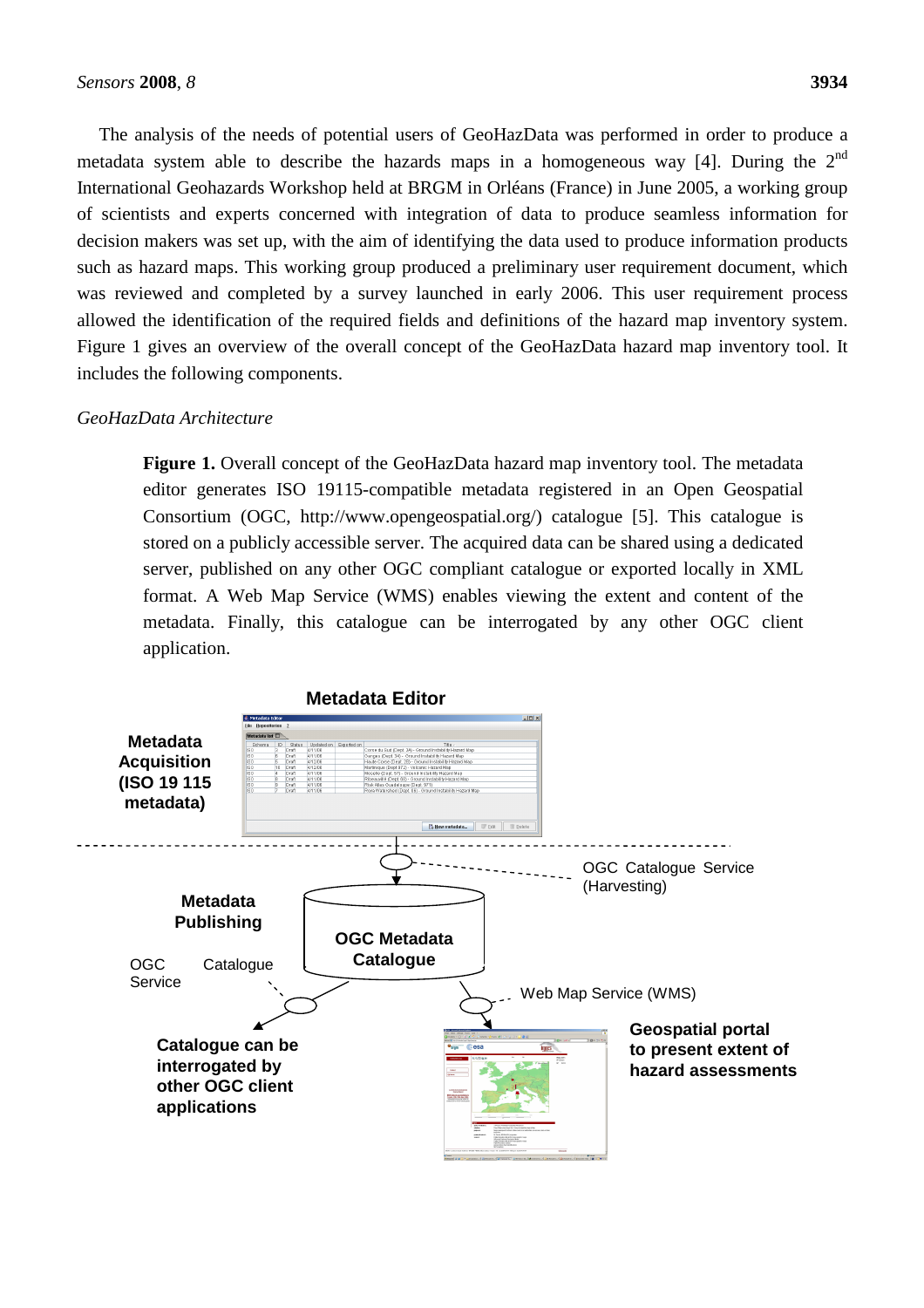The analysis of the needs of potential users of GeoHazData was performed in order to produce a metadata system able to describe the hazards maps in a homogeneous way [4]. During the 2nd International Geohazards Workshop held at BRGM in Orléans (France) in June 2005, a working group of scientists and experts concerned with integration of data to produce seamless information for decision makers was set up, with the aim of identifying the data used to produce information products such as hazard maps. This working group produced a preliminary user requirement document, which was reviewed and completed by a survey launched in early 2006. This user requirement process allowed the identification of the required fields and definitions of the hazard map inventory system. Figure 1 gives an overview of the overall concept of the GeoHazData hazard map inventory tool. It includes the following components.

*GeoHazData Architecture*

**Figure 1.** Overall concept of the GeoHazData hazard map inventory tool. The metadata editor generates ISO 19115-compatible metadata registered in an Open Geospatial Consortium (OGC, http://www.opengeospatial.org/) catalogue [5]. This catalogue is stored on a publicly accessible server. The acquired data can be shared using a dedicated server, published on any other OGC compliant catalogue or exported locally in XML format. A Web Map Service (WMS) enables viewing the extent and content of the metadata. Finally, this catalogue can be interrogated by any other OGC client application.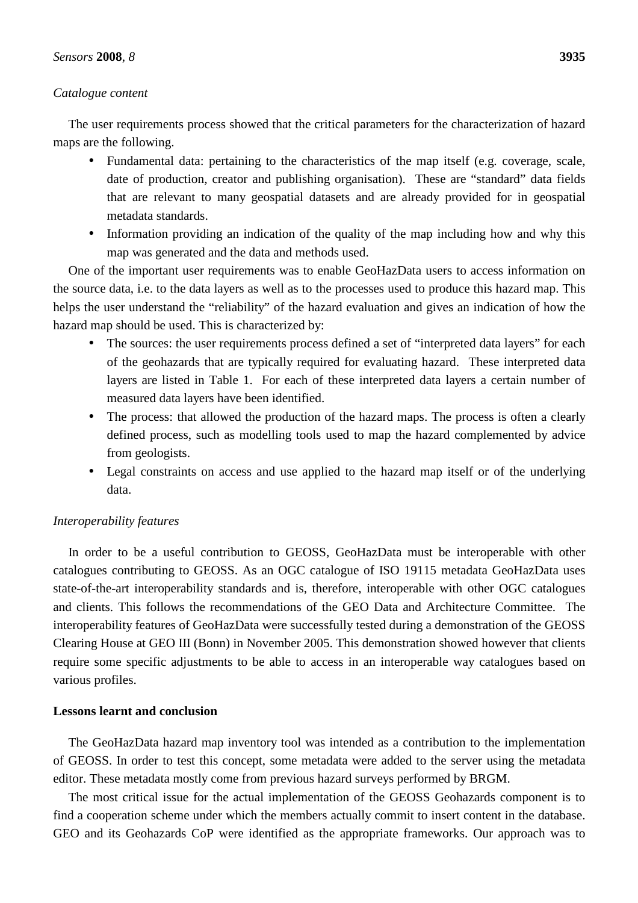*Catalogue content*

The user requirements process showed that the critical parameters for the characterization of hazard maps are the following.

- Fundamental data: pertaining to the characteristics of the map itself (e.g. coverage, scale, date of production, creator and publishing organisation). These are "standard" data fields that are relevant to many geospatial datasets and are already provided for in geospatial metadata standards.
- Information providing an indication of the quality of the map including how and why this map was generated and the data and methods used.

One of the important user requirements was to enable GeoHazData users to access information on the source data, i.e. to the data layers as well as to the processes used to produce this hazard map. This helps the user understand the "reliability" of the hazard evaluation and gives an indication of how the hazard map should be used. This is characterized by:

- The sources: the user requirements process defined a set of "interpreted data layers" for each of the geohazards that are typically required for evaluating hazard. These interpreted data layers are listed in Table 1. For each of these interpreted data layers a certain number of measured data layers have been identified.
- The process: that allowed the production of the hazard maps. The process is often a clearly defined process, such as modelling tools used to map the hazard complemented by advice from geologists.
- Legal constraints on access and use applied to the hazard map itself or of the underlying data.

*Interoperability features*

In order to be a useful contribution to GEOSS, GeoHazData must be interoperable with other catalogues contributing to GEOSS. As an OGC catalogue of ISO 19115 metadata GeoHazData uses state-of-the-art interoperability standards and is, therefore, interoperable with other OGC catalogues and clients. This follows the recommendations of the GEO Data and Architecture Committee. The interoperability features of GeoHazData were successfully tested during a demonstration of the GEOSS Clearing House at GEO III (Bonn) in November 2005. This demonstration showed however that clients require some specific adjustments to be able to access in an interoperable way catalogues based on various profiles.

**Lessons learnt and conclusion**

The GeoHazData hazard map inventory tool was intended as a contribution to the implementation of GEOSS. In order to test this concept, some metadata were added to the server using the metadata editor. These metadata mostly come from previous hazard surveys performed by BRGM.

The most critical issue for the actual implementation of the GEOSS Geohazards component is to find a cooperation scheme under which the members actually commit to insert content in the database. GEO and its Geohazards CoP were identified as the appropriate frameworks. Our approach was to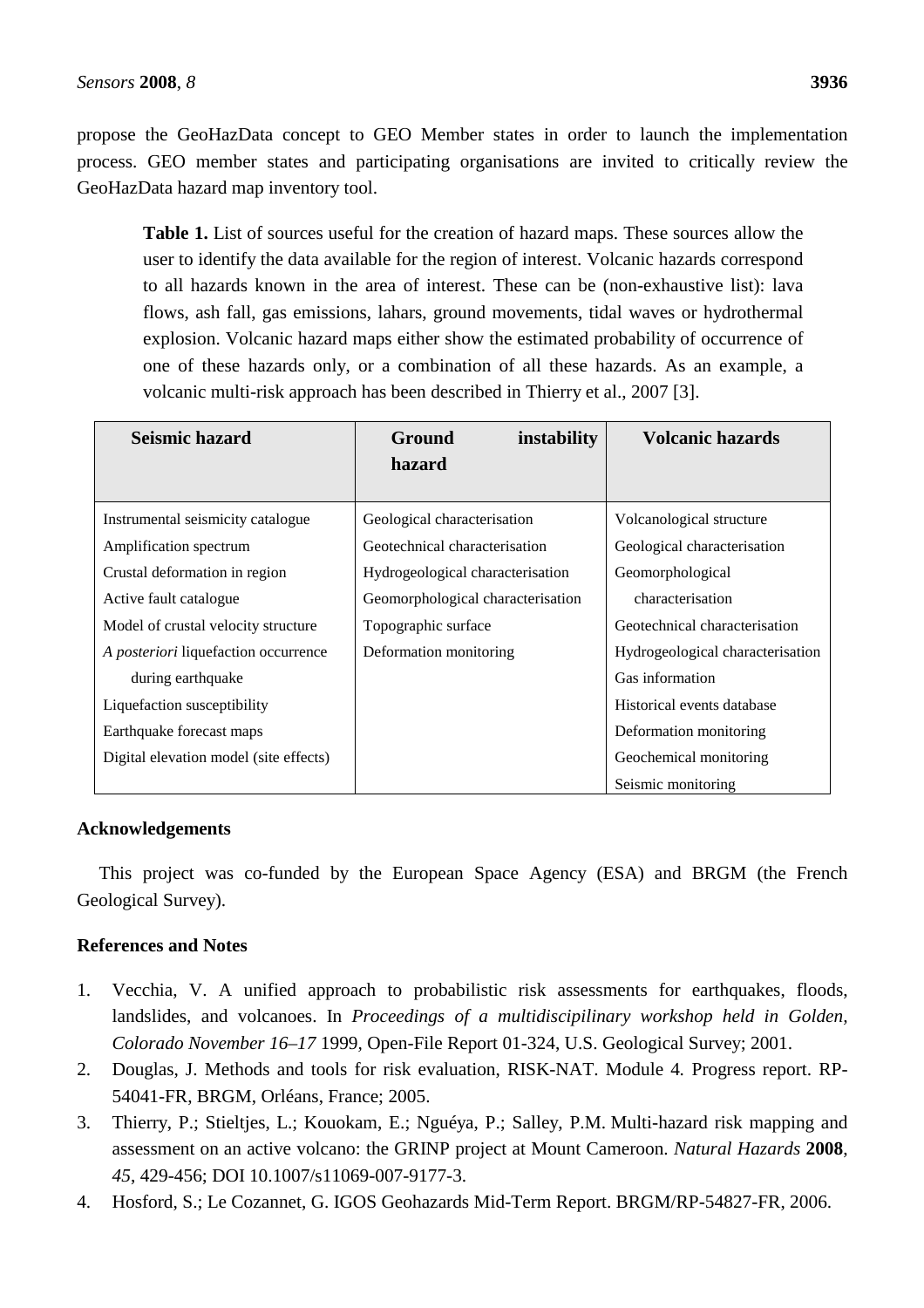propose the GeoHazData concept to GEO Member states in order to launch the implementation process. GEO member states and participating organisations are invited to critically review the GeoHazData hazard map inventory tool.

**Table 1.** List of sources useful for the creation of hazard maps. These sources allow the user to identify the data available for the region of interest. Volcanic hazards correspond to all hazards known in the area of interest. These can be (non-exhaustive list): lava flows, ash fall, gas emissions, lahars, ground movements, tidal waves or hydrothermal explosion. Volcanic hazard maps either show the estimated probability of occurrence of one of these hazards only, or a combination of all these hazards. As an example, a volcanic multi-risk approach has been described in Thierry et al., 2007 [3].

| Seismic hazard | Ground instability hazard | Volcanic hazards |
|---|---|---|
| Instrumental seismicity catalogue | Geological characterisation | Volcanological structure |
| Amplification spectrum | Geotechnical characterisation | Geological characterisation |
| Crustal deformation in region | Hydrogeological characterisation | Geomorphological characterisation |
| Active fault catalogue | Geomorphological characterisation | Geotechnical characterisation |
| Model of crustal velocity structure | Topographic surface | Hydrogeological characterisation |
| *A posteriori* liquefaction occurrence during earthquake | Deformation monitoring | Gas information |
| Liquefaction susceptibility | | Historical events database |
| Earthquake forecast maps | | Deformation monitoring |
| Digital elevation model (site effects) | | Geochemical monitoring |
| | | Seismic monitoring |

## Acknowledgements

This project was co-funded by the European Space Agency (ESA) and BRGM (the French Geological Survey).

## References and Notes

1. Vecchia, V. A unified approach to probabilistic risk assessments for earthquakes, floods, landslides, and volcanoes. In *Proceedings of a multidiscipilinary workshop held in Golden, Colorado November 16–17* 1999, Open-File Report 01-324, U.S. Geological Survey; 2001.
2. Douglas, J. Methods and tools for risk evaluation, RISK-NAT. Module 4. Progress report. RP-54041-FR, BRGM, Orléans, France; 2005.
3. Thierry, P.; Stieltjes, L.; Kouokam, E.; Nguéya, P.; Salley, P.M. Multi-hazard risk mapping and assessment on an active volcano: the GRINP project at Mount Cameroon. *Natural Hazards* **2008**, *45*, 429-456; DOI 10.1007/s11069-007-9177-3.
4. Hosford, S.; Le Cozannet, G. IGOS Geohazards Mid-Term Report. BRGM/RP-54827-FR, 2006.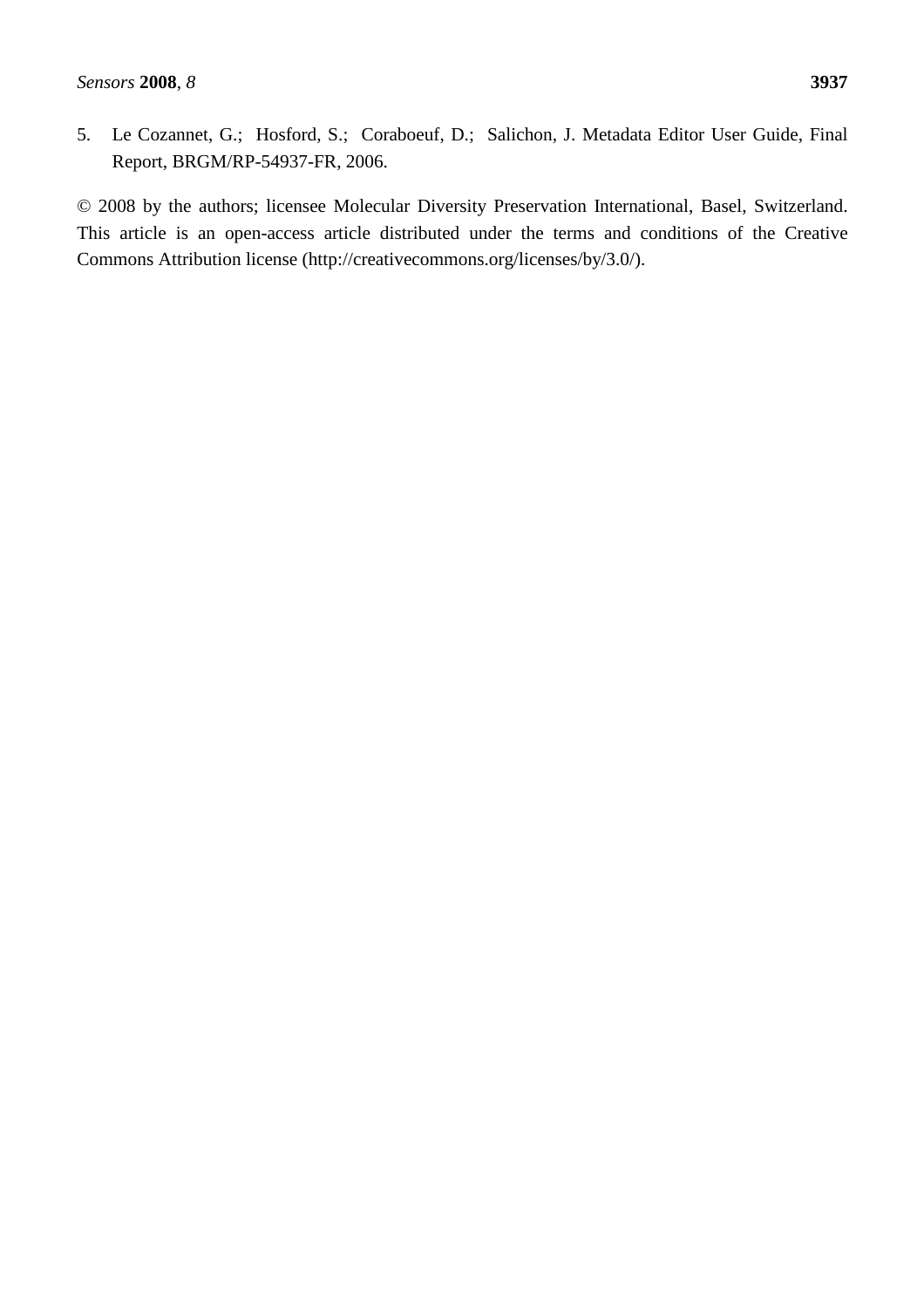5. Le Cozannet, G.; Hosford, S.; Coraboeuf, D.; Salichon, J. Metadata Editor User Guide, Final Report, BRGM/RP-54937-FR, 2006.

© 2008 by the authors; licensee Molecular Diversity Preservation International, Basel, Switzerland. This article is an open-access article distributed under the terms and conditions of the Creative Commons Attribution license (http://creativecommons.org/licenses/by/3.0/).